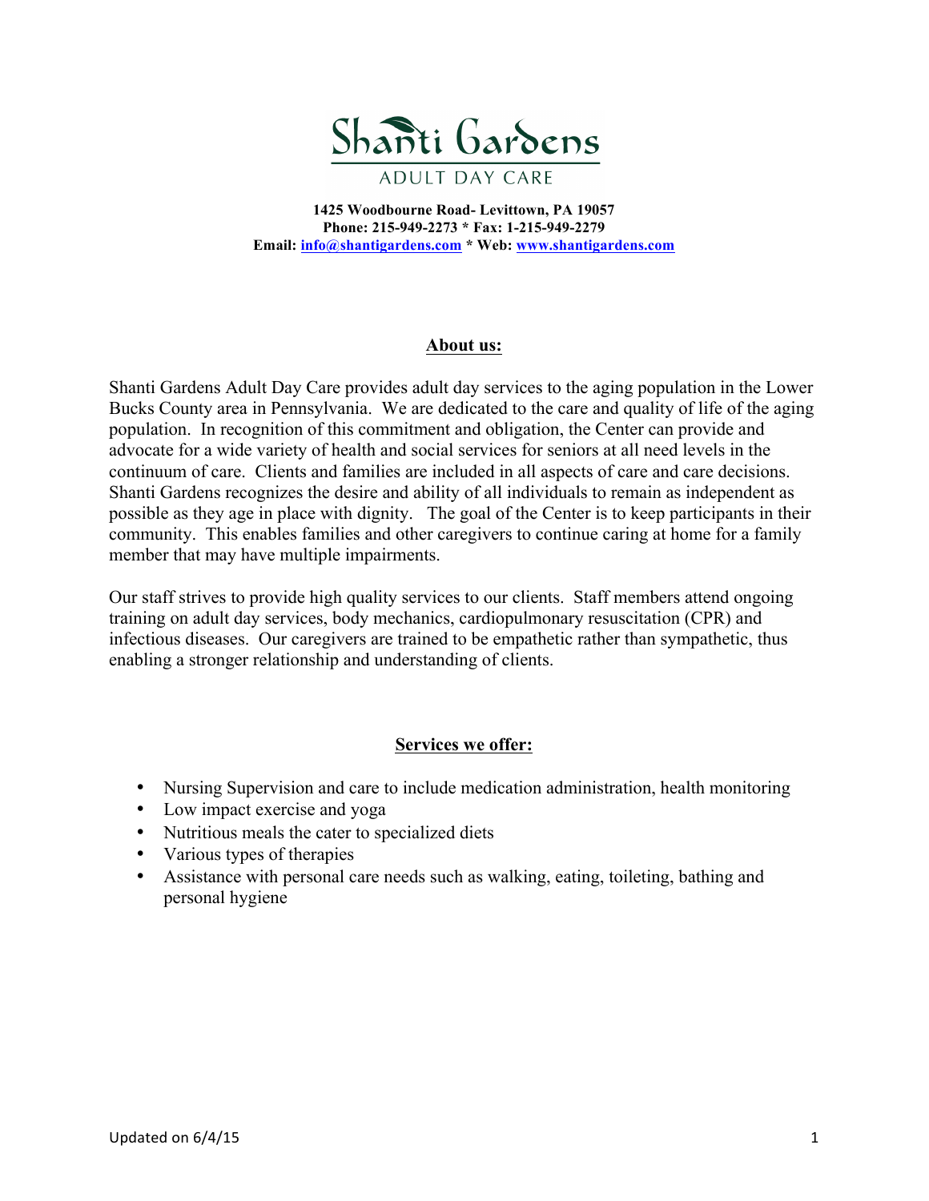# Shanti Gardens

ADULT DAY CARE

**1425 Woodbourne Road- Levittown, PA 19057**
**Phone: 215-949-2273 * Fax: 1-215-949-2279**
**Email: info@shantigardens.com * Web: www.shantigardens.com**

## About us:

Shanti Gardens Adult Day Care provides adult day services to the aging population in the Lower Bucks County area in Pennsylvania. We are dedicated to the care and quality of life of the aging population. In recognition of this commitment and obligation, the Center can provide and advocate for a wide variety of health and social services for seniors at all need levels in the continuum of care. Clients and families are included in all aspects of care and care decisions. Shanti Gardens recognizes the desire and ability of all individuals to remain as independent as possible as they age in place with dignity. The goal of the Center is to keep participants in their community. This enables families and other caregivers to continue caring at home for a family member that may have multiple impairments.

Our staff strives to provide high quality services to our clients. Staff members attend ongoing training on adult day services, body mechanics, cardiopulmonary resuscitation (CPR) and infectious diseases. Our caregivers are trained to be empathetic rather than sympathetic, thus enabling a stronger relationship and understanding of clients.

## Services we offer:

- Nursing Supervision and care to include medication administration, health monitoring
- Low impact exercise and yoga
- Nutritious meals the cater to specialized diets
- Various types of therapies
- Assistance with personal care needs such as walking, eating, toileting, bathing and personal hygiene

Updated on 6/4/15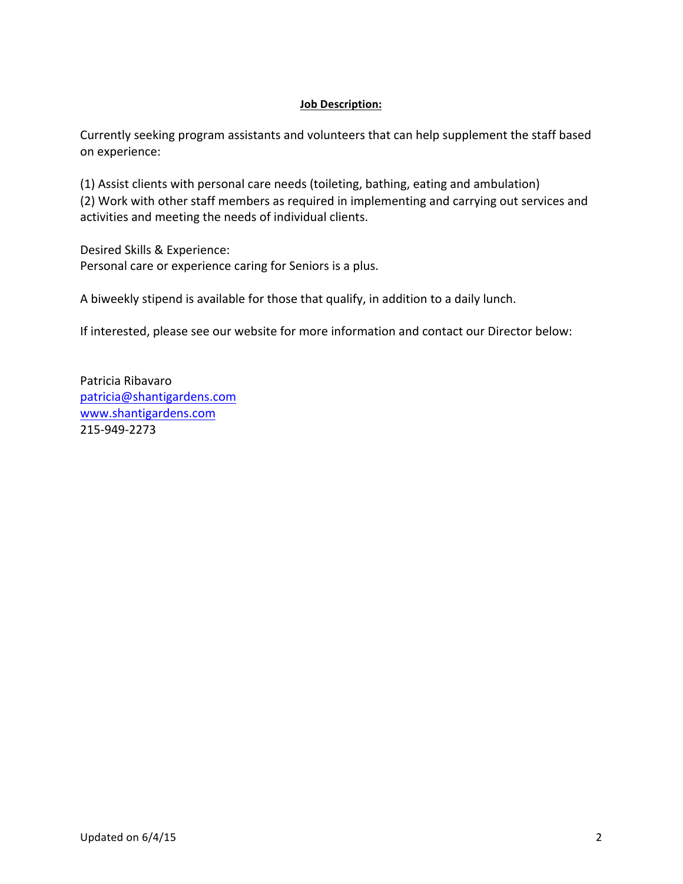**Job Description:**

Currently seeking program assistants and volunteers that can help supplement the staff based on experience:

(1) Assist clients with personal care needs (toileting, bathing, eating and ambulation)
(2) Work with other staff members as required in implementing and carrying out services and activities and meeting the needs of individual clients.

Desired Skills & Experience:
Personal care or experience caring for Seniors is a plus.

A biweekly stipend is available for those that qualify, in addition to a daily lunch.

If interested, please see our website for more information and contact our Director below:

Patricia Ribavaro
patricia@shantigardens.com
www.shantigardens.com
215-949-2273

Updated on 6/4/15